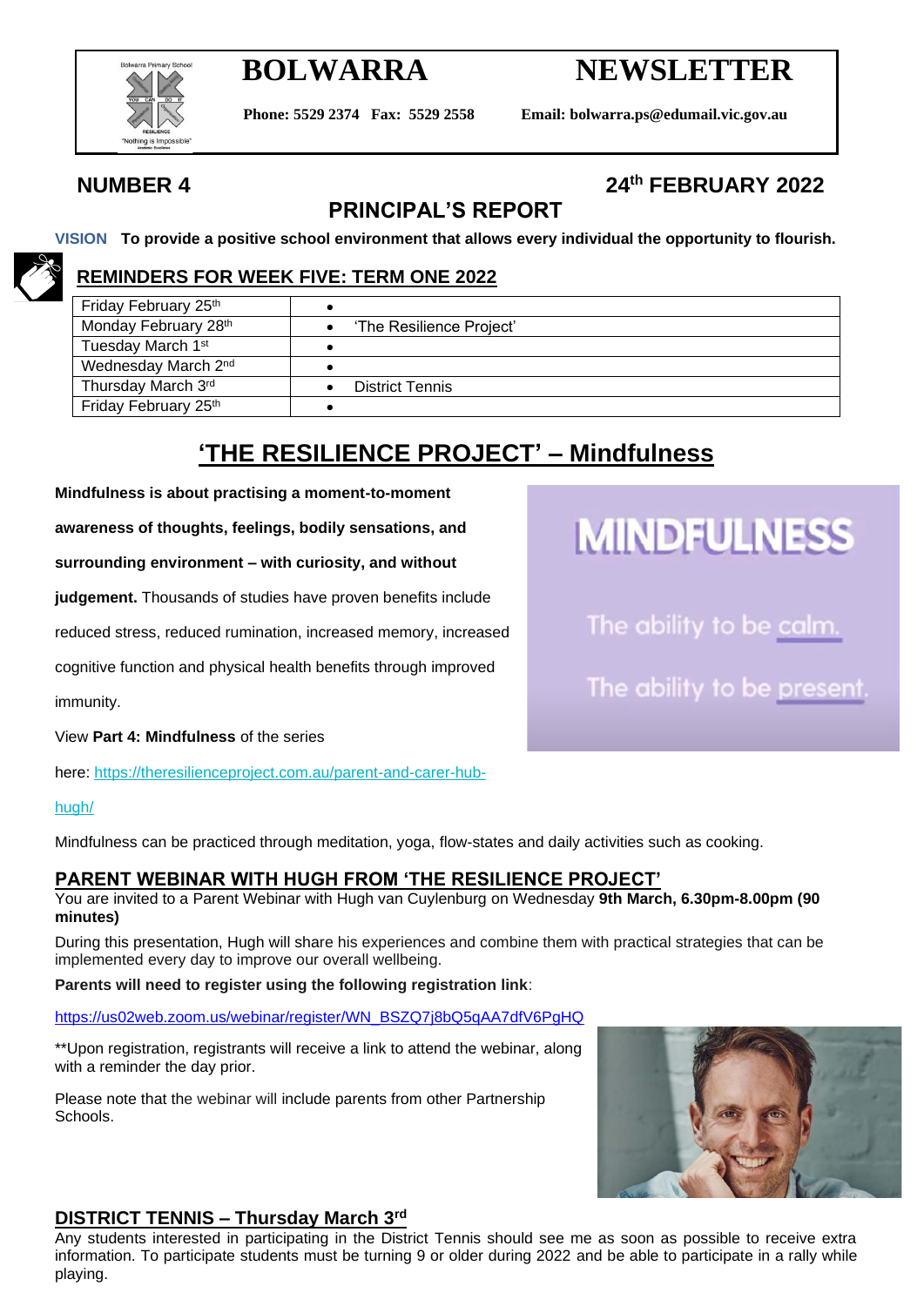# BOLWARRA NEWSLETTER

**Phone: 5529 2374 Fax: 5529 2558 Email: bolwarra.ps@edumail.vic.gov.au**

**NUMBER 4** **24th FEBRUARY 2022**

## PRINCIPAL'S REPORT

**VISION To provide a positive school environment that allows every individual the opportunity to flourish.**

### REMINDERS FOR WEEK FIVE: TERM ONE 2022

| | |
|---|---|
| Friday February 25th | • |
| Monday February 28th | • 'The Resilience Project' |
| Tuesday March 1st | • |
| Wednesday March 2nd | • |
| Thursday March 3rd | • District Tennis |
| Friday February 25th | • |

## 'THE RESILIENCE PROJECT' – Mindfulness

**Mindfulness is about practising a moment-to-moment awareness of thoughts, feelings, bodily sensations, and surrounding environment – with curiosity, and without judgement.** Thousands of studies have proven benefits include reduced stress, reduced rumination, increased memory, increased cognitive function and physical health benefits through improved immunity.

MINDFULNESS

The ability to be calm.

The ability to be present.

View **Part 4: Mindfulness** of the series here: https://theresilienceproject.com.au/parent-and-carer-hub-hugh/

Mindfulness can be practiced through meditation, yoga, flow-states and daily activities such as cooking.

### PARENT WEBINAR WITH HUGH FROM 'THE RESILIENCE PROJECT'

You are invited to a Parent Webinar with Hugh van Cuylenburg on Wednesday **9th March, 6.30pm-8.00pm (90 minutes)**

During this presentation, Hugh will share his experiences and combine them with practical strategies that can be implemented every day to improve our overall wellbeing.

**Parents will need to register using the following registration link**:

https://us02web.zoom.us/webinar/register/WN_BSZQ7j8bQ5qAA7dfV6PgHQ

**Upon registration, registrants will receive a link to attend the webinar, along with a reminder the day prior.

Please note that the webinar will include parents from other Partnership Schools.

### DISTRICT TENNIS – Thursday March 3rd

Any students interested in participating in the District Tennis should see me as soon as possible to receive extra information. To participate students must be turning 9 or older during 2022 and be able to participate in a rally while playing.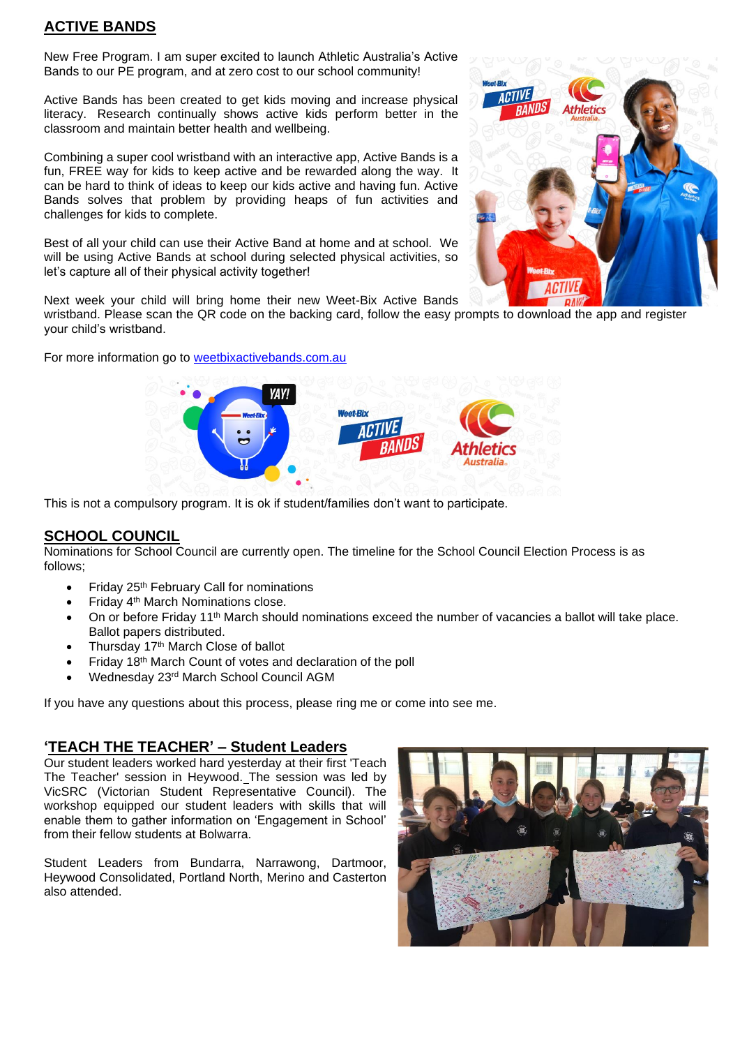## ACTIVE BANDS

New Free Program. I am super excited to launch Athletic Australia's Active Bands to our PE program, and at zero cost to our school community!

Active Bands has been created to get kids moving and increase physical literacy. Research continually shows active kids perform better in the classroom and maintain better health and wellbeing.

Combining a super cool wristband with an interactive app, Active Bands is a fun, FREE way for kids to keep active and be rewarded along the way. It can be hard to think of ideas to keep our kids active and having fun. Active Bands solves that problem by providing heaps of fun activities and challenges for kids to complete.

Best of all your child can use their Active Band at home and at school. We will be using Active Bands at school during selected physical activities, so let's capture all of their physical activity together!

Next week your child will bring home their new Weet-Bix Active Bands wristband. Please scan the QR code on the backing card, follow the easy prompts to download the app and register your child's wristband.

For more information go to [weetbixactivebands.com.au](weetbixactivebands.com.au)

This is not a compulsory program. It is ok if student/families don't want to participate.

## SCHOOL COUNCIL

Nominations for School Council are currently open. The timeline for the School Council Election Process is as follows;

- Friday 25th February Call for nominations
- Friday 4th March Nominations close.
- On or before Friday 11th March should nominations exceed the number of vacancies a ballot will take place. Ballot papers distributed.
- Thursday 17th March Close of ballot
- Friday 18th March Count of votes and declaration of the poll
- Wednesday 23rd March School Council AGM

If you have any questions about this process, please ring me or come into see me.

## 'TEACH THE TEACHER' – Student Leaders

Our student leaders worked hard yesterday at their first 'Teach The Teacher' session in Heywood. The session was led by VicSRC (Victorian Student Representative Council). The workshop equipped our student leaders with skills that will enable them to gather information on 'Engagement in School' from their fellow students at Bolwarra.

Student Leaders from Bundarra, Narrawong, Dartmoor, Heywood Consolidated, Portland North, Merino and Casterton also attended.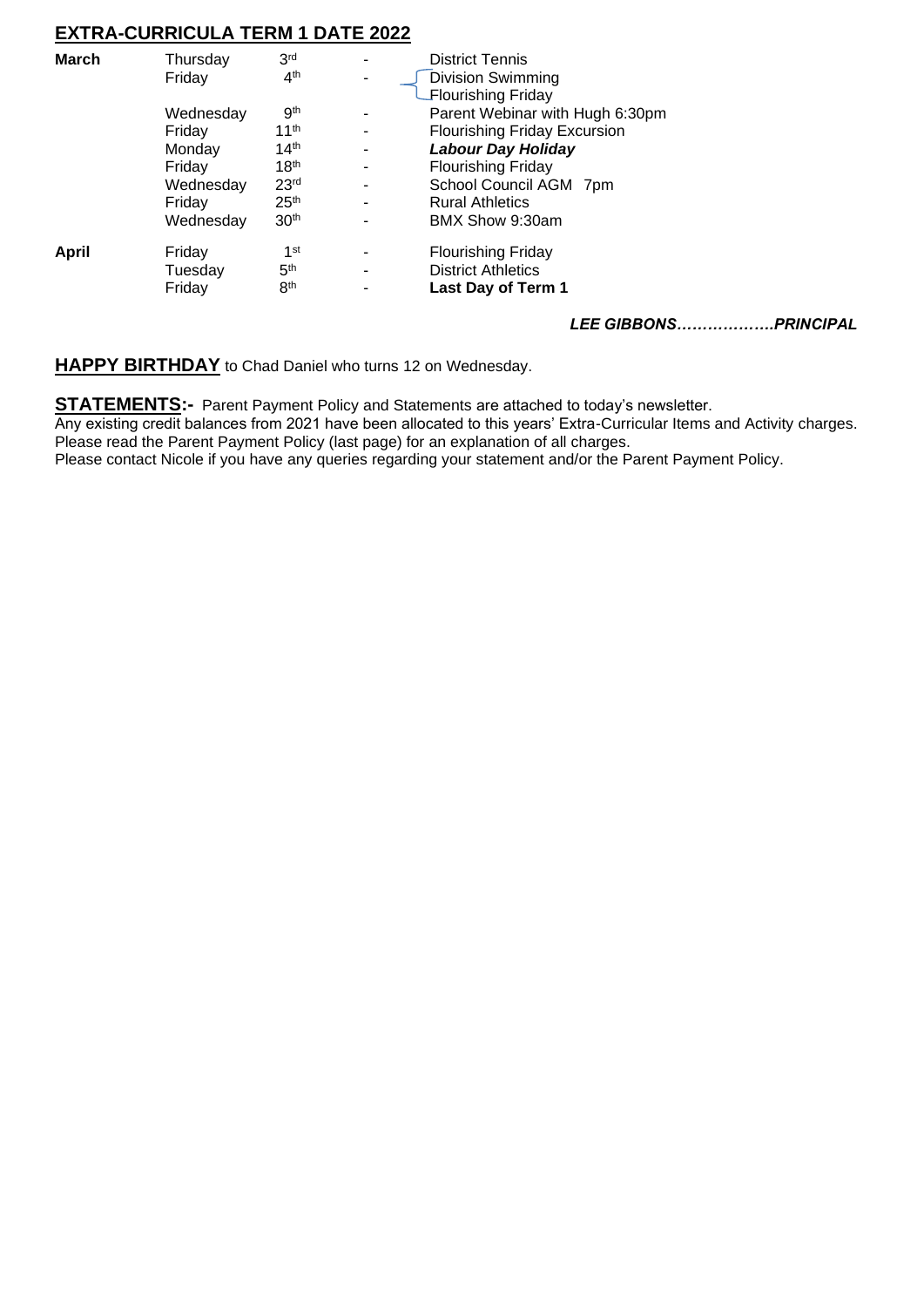## EXTRA-CURRICULA TERM 1 DATE 2022

| | | | | |
|---|---|---|---|---|
| **March** | Thursday | 3rd | - | District Tennis |
| | Friday | 4th | - | Division Swimming |
| | | | | Flourishing Friday |
| | Wednesday | 9th | - | Parent Webinar with Hugh 6:30pm |
| | Friday | 11th | - | Flourishing Friday Excursion |
| | Monday | 14th | - | ***Labour Day Holiday*** |
| | Friday | 18th | - | Flourishing Friday |
| | Wednesday | 23rd | - | School Council AGM 7pm |
| | Friday | 25th | - | Rural Athletics |
| | Wednesday | 30th | - | BMX Show 9:30am |
| **April** | Friday | 1st | - | Flourishing Friday |
| | Tuesday | 5th | - | District Athletics |
| | Friday | 8th | - | **Last Day of Term 1** |

***LEE GIBBONS……………….PRINCIPAL***

**HAPPY BIRTHDAY** to Chad Daniel who turns 12 on Wednesday.

**STATEMENTS:-** Parent Payment Policy and Statements are attached to today's newsletter.
Any existing credit balances from 2021 have been allocated to this years' Extra-Curricular Items and Activity charges.
Please read the Parent Payment Policy (last page) for an explanation of all charges.
Please contact Nicole if you have any queries regarding your statement and/or the Parent Payment Policy.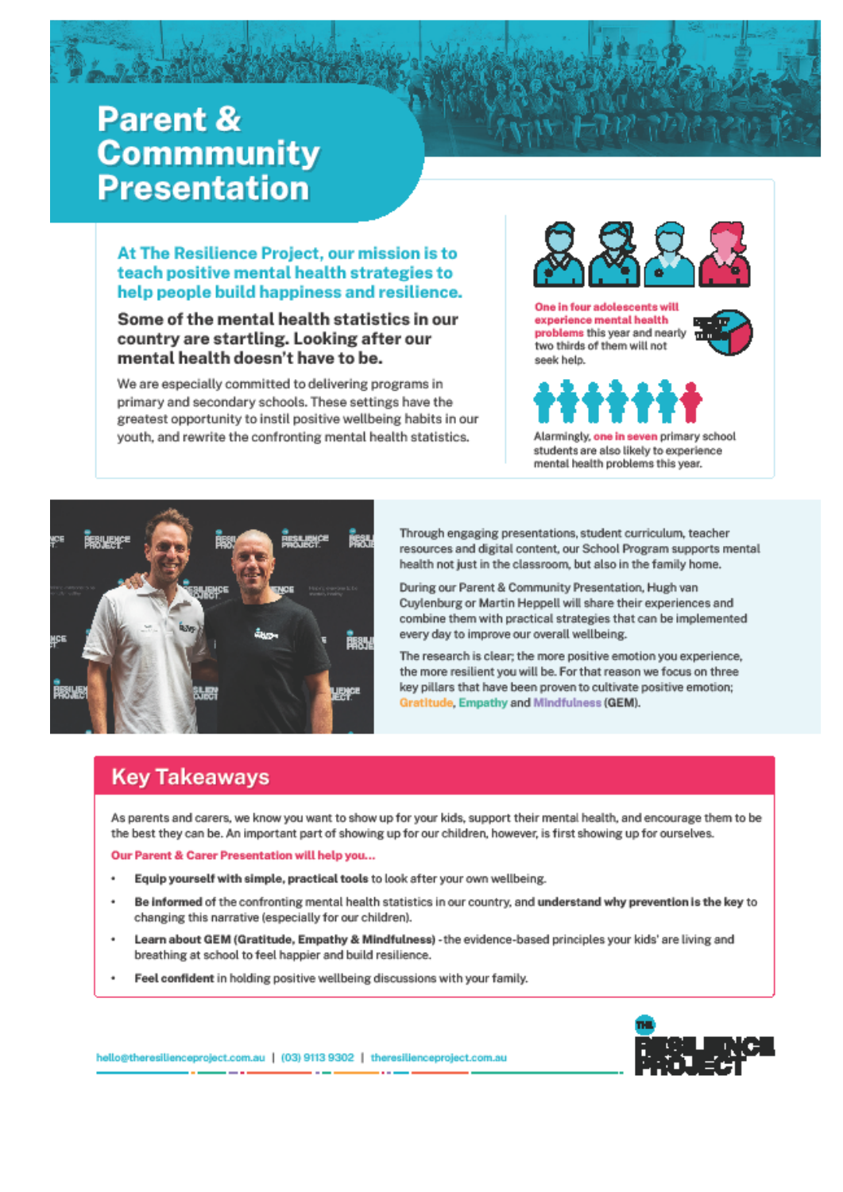# Parent & Commmunity Presentation

**At The Resilience Project, our mission is to teach positive mental health strategies to help people build happiness and resilience.**

**Some of the mental health statistics in our country are startling. Looking after our mental health doesn't have to be.**

We are especially committed to delivering programs in primary and secondary schools. These settings have the greatest opportunity to instil positive wellbeing habits in our youth, and rewrite the confronting mental health statistics.

**One in four adolescents will experience mental health problems** this year and nearly two thirds of them will not seek help.

Alarmingly, **one in seven** primary school students are also likely to experience mental health problems this year.

Through engaging presentations, student curriculum, teacher resources and digital content, our School Program supports mental health not just in the classroom, but also in the family home.

During our Parent & Community Presentation, Hugh van Cuylenburg or Martin Heppell will share their experiences and combine them with practical strategies that can be implemented every day to improve our overall wellbeing.

The research is clear; the more positive emotion you experience, the more resilient you will be. For that reason we focus on three key pillars that have been proven to cultivate positive emotion; Gratitude, Empathy and Mindfulness (GEM).

## Key Takeaways

As parents and carers, we know you want to show up for your kids, support their mental health, and encourage them to be the best they can be. An important part of showing up for our children, however, is first showing up for ourselves.

**Our Parent & Carer Presentation will help you...**

- **Equip yourself with simple, practical tools** to look after your own wellbeing.
- **Be informed** of the confronting mental health statistics in our country, and **understand why prevention is the key** to changing this narrative (especially for our children).
- **Learn about GEM (Gratitude, Empathy & Mindfulness)** - the evidence-based principles your kids' are living and breathing at school to feel happier and build resilience.
- **Feel confident** in holding positive wellbeing discussions with your family.

hello@theresilienceproject.com.au | (03) 9113 9302 | theresilienceproject.com.au

THE RESILIENCE PROJECT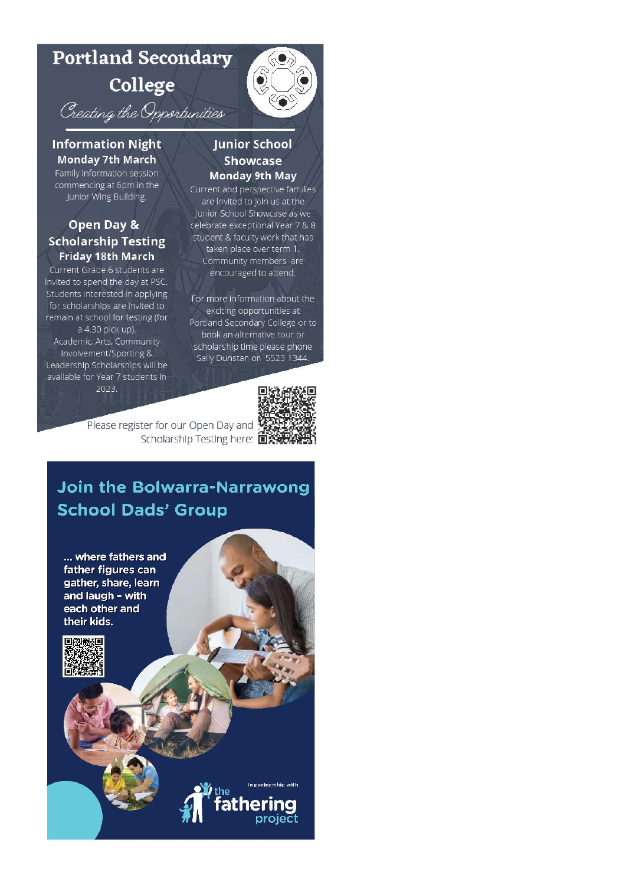# Portland Secondary College

*Creating the Opportunities*

## Information Night

**Monday 7th March**

Family information session commencing at 6pm in the Junior Wing Building.

## Open Day & Scholarship Testing

**Friday 18th March**

Current Grade 6 students are invited to spend the day at PSC. Students interested in applying for scholarships are invited to remain at school for testing (for a 4.30 pick up).

Academic, Arts, Community Involvement/Sporting & Leadership Scholarships will be available for Year 7 students in 2023.

## Junior School Showcase

**Monday 9th May**

Current and perspective families are invited to join us at the Junior School Showcase as we celebrate exceptional Year 7 & 8 student & faculty work that has taken place over term 1. Community members are encouraged to attend.

For more information about the exciting opportunities at Portland Secondary College or to book an alternative tour or scholarship time please phone Sally Dunstan on 5523 1344.

Please register for our Open Day and Scholarship Testing here:

## Join the Bolwarra-Narrawong School Dads' Group

**... where fathers and father figures can gather, share, learn and laugh - with each other and their kids.**

In partnership with the fathering project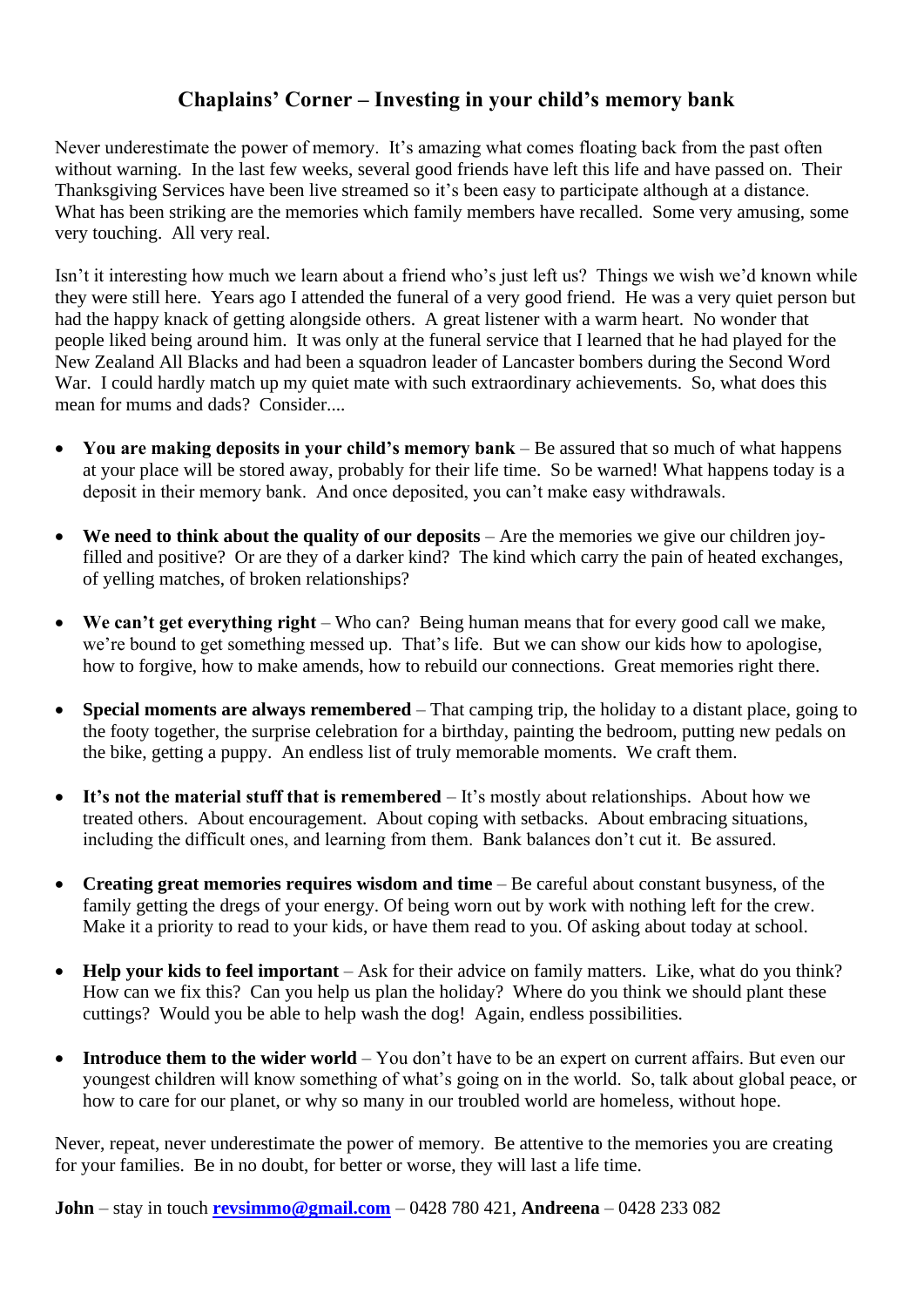## Chaplains' Corner – Investing in your child's memory bank

Never underestimate the power of memory. It's amazing what comes floating back from the past often without warning. In the last few weeks, several good friends have left this life and have passed on. Their Thanksgiving Services have been live streamed so it's been easy to participate although at a distance. What has been striking are the memories which family members have recalled. Some very amusing, some very touching. All very real.

Isn't it interesting how much we learn about a friend who's just left us? Things we wish we'd known while they were still here. Years ago I attended the funeral of a very good friend. He was a very quiet person but had the happy knack of getting alongside others. A great listener with a warm heart. No wonder that people liked being around him. It was only at the funeral service that I learned that he had played for the New Zealand All Blacks and had been a squadron leader of Lancaster bombers during the Second Word War. I could hardly match up my quiet mate with such extraordinary achievements. So, what does this mean for mums and dads? Consider....

- **You are making deposits in your child's memory bank** – Be assured that so much of what happens at your place will be stored away, probably for their life time. So be warned! What happens today is a deposit in their memory bank. And once deposited, you can't make easy withdrawals.
- **We need to think about the quality of our deposits** – Are the memories we give our children joy-filled and positive? Or are they of a darker kind? The kind which carry the pain of heated exchanges, of yelling matches, of broken relationships?
- **We can't get everything right** – Who can? Being human means that for every good call we make, we're bound to get something messed up. That's life. But we can show our kids how to apologise, how to forgive, how to make amends, how to rebuild our connections. Great memories right there.
- **Special moments are always remembered** – That camping trip, the holiday to a distant place, going to the footy together, the surprise celebration for a birthday, painting the bedroom, putting new pedals on the bike, getting a puppy. An endless list of truly memorable moments. We craft them.
- **It's not the material stuff that is remembered** – It's mostly about relationships. About how we treated others. About encouragement. About coping with setbacks. About embracing situations, including the difficult ones, and learning from them. Bank balances don't cut it. Be assured.
- **Creating great memories requires wisdom and time** – Be careful about constant busyness, of the family getting the dregs of your energy. Of being worn out by work with nothing left for the crew. Make it a priority to read to your kids, or have them read to you. Of asking about today at school.
- **Help your kids to feel important** – Ask for their advice on family matters. Like, what do you think? How can we fix this? Can you help us plan the holiday? Where do you think we should plant these cuttings? Would you be able to help wash the dog! Again, endless possibilities.
- **Introduce them to the wider world** – You don't have to be an expert on current affairs. But even our youngest children will know something of what's going on in the world. So, talk about global peace, or how to care for our planet, or why so many in our troubled world are homeless, without hope.

Never, repeat, never underestimate the power of memory. Be attentive to the memories you are creating for your families. Be in no doubt, for better or worse, they will last a life time.

**John** – stay in touch **revsimmo@gmail.com** – 0428 780 421, **Andreena** – 0428 233 082